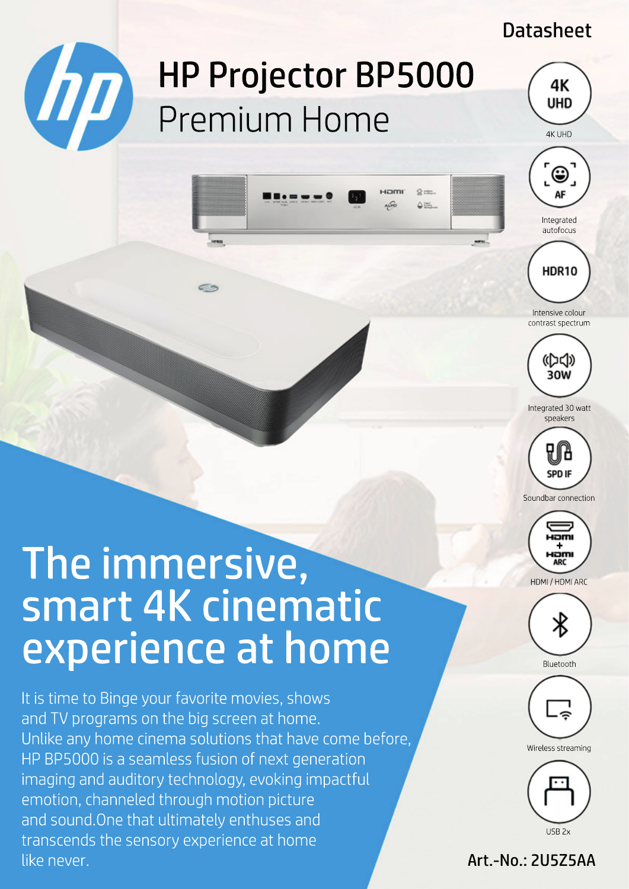Datasheet

# HP Projector BP5000

## Premium Home

- 4K UHD
- Integrated autofocus
- Intensive colour contrast spectrum
- Integrated 30 watt speakers
- Soundbar connection
- HDMI / HDMI ARC
- Bluetooth
- Wireless streaming
- USB 2x

# The immersive, smart 4K cinematic experience at home

It is time to Binge your favorite movies, shows and TV programs on the big screen at home. Unlike any home cinema solutions that have come before, HP BP5000 is a seamless fusion of next generation imaging and auditory technology, evoking impactful emotion, channeled through motion picture and sound.One that ultimately enthuses and transcends the sensory experience at home like never.

Art.-No.: 2U5Z5AA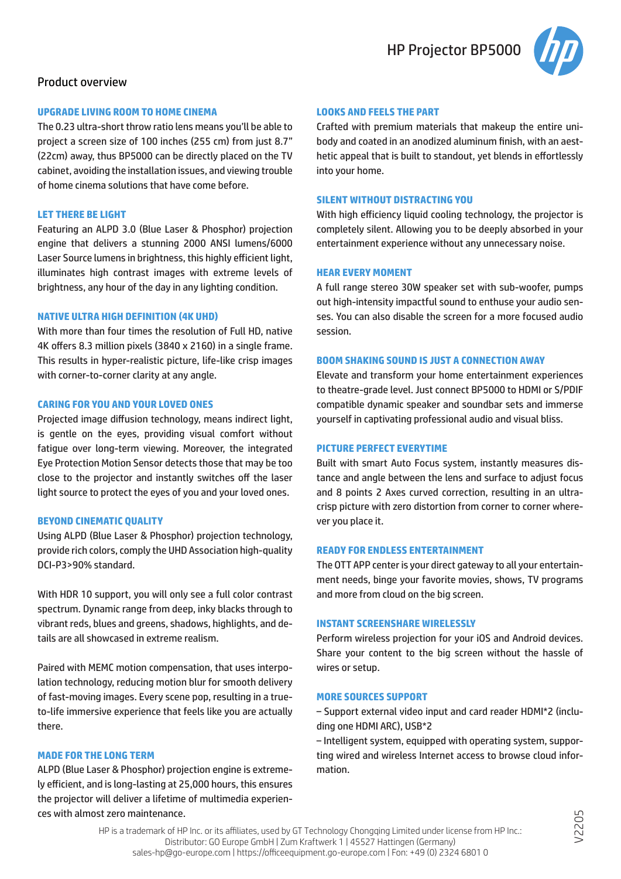# HP Projector BP5000

## Product overview

### UPGRADE LIVING ROOM TO HOME CINEMA

The 0.23 ultra-short throw ratio lens means you'll be able to project a screen size of 100 inches (255 cm) from just 8.7" (22cm) away, thus BP5000 can be directly placed on the TV cabinet, avoiding the installation issues, and viewing trouble of home cinema solutions that have come before.

### LET THERE BE LIGHT

Featuring an ALPD 3.0 (Blue Laser & Phosphor) projection engine that delivers a stunning 2000 ANSI lumens/6000 Laser Source lumens in brightness, this highly efficient light, illuminates high contrast images with extreme levels of brightness, any hour of the day in any lighting condition.

### NATIVE ULTRA HIGH DEFINITION (4K UHD)

With more than four times the resolution of Full HD, native 4K offers 8.3 million pixels (3840 x 2160) in a single frame. This results in hyper-realistic picture, life-like crisp images with corner-to-corner clarity at any angle.

### CARING FOR YOU AND YOUR LOVED ONES

Projected image diffusion technology, means indirect light, is gentle on the eyes, providing visual comfort without fatigue over long-term viewing. Moreover, the integrated Eye Protection Motion Sensor detects those that may be too close to the projector and instantly switches off the laser light source to protect the eyes of you and your loved ones.

### BEYOND CINEMATIC QUALITY

Using ALPD (Blue Laser & Phosphor) projection technology, provide rich colors, comply the UHD Association high-quality DCI-P3>90% standard.

With HDR 10 support, you will only see a full color contrast spectrum. Dynamic range from deep, inky blacks through to vibrant reds, blues and greens, shadows, highlights, and details are all showcased in extreme realism.

Paired with MEMC motion compensation, that uses interpolation technology, reducing motion blur for smooth delivery of fast-moving images. Every scene pop, resulting in a true-to-life immersive experience that feels like you are actually there.

### MADE FOR THE LONG TERM

ALPD (Blue Laser & Phosphor) projection engine is extremely efficient, and is long-lasting at 25,000 hours, this ensures the projector will deliver a lifetime of multimedia experiences with almost zero maintenance.

### LOOKS AND FEELS THE PART

Crafted with premium materials that makeup the entire unibody and coated in an anodized aluminum finish, with an aesthetic appeal that is built to standout, yet blends in effortlessly into your home.

### SILENT WITHOUT DISTRACTING YOU

With high efficiency liquid cooling technology, the projector is completely silent. Allowing you to be deeply absorbed in your entertainment experience without any unnecessary noise.

### HEAR EVERY MOMENT

A full range stereo 30W speaker set with sub-woofer, pumps out high-intensity impactful sound to enthuse your audio senses. You can also disable the screen for a more focused audio session.

### BOOM SHAKING SOUND IS JUST A CONNECTION AWAY

Elevate and transform your home entertainment experiences to theatre-grade level. Just connect BP5000 to HDMI or S/PDIF compatible dynamic speaker and soundbar sets and immerse yourself in captivating professional audio and visual bliss.

### PICTURE PERFECT EVERYTIME

Built with smart Auto Focus system, instantly measures distance and angle between the lens and surface to adjust focus and 8 points 2 Axes curved correction, resulting in an ultra-crisp picture with zero distortion from corner to corner wherever you place it.

### READY FOR ENDLESS ENTERTAINMENT

The OTT APP center is your direct gateway to all your entertainment needs, binge your favorite movies, shows, TV programs and more from cloud on the big screen.

### INSTANT SCREENSHARE WIRELESSLY

Perform wireless projection for your iOS and Android devices. Share your content to the big screen without the hassle of wires or setup.

### MORE SOURCES SUPPORT

– Support external video input and card reader HDMI*2 (including one HDMI ARC), USB*2

– Intelligent system, equipped with operating system, supporting wired and wireless Internet access to browse cloud information.

HP is a trademark of HP Inc. or its affiliates, used by GT Technology Chongqing Limited under license from HP Inc.:
Distributor: GO Europe GmbH | Zum Kraftwerk 1 | 45527 Hattingen (Germany)
sales-hp@go-europe.com | https://officeequipment.go-europe.com | Fon: +49 (0) 2324 6801 0

V2205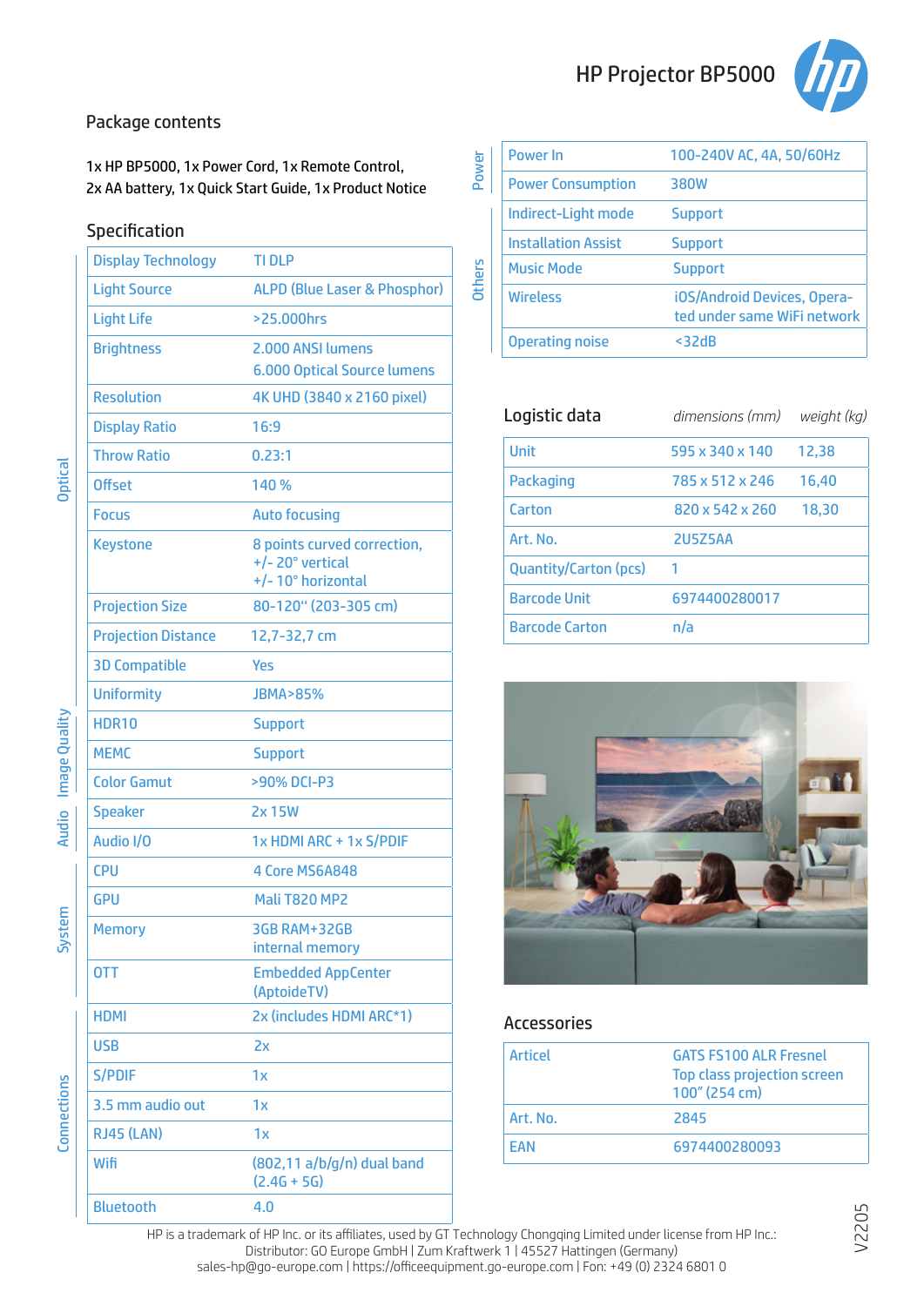# HP Projector BP5000

## Package contents

1x HP BP5000, 1x Power Cord, 1x Remote Control, 2x AA battery, 1x Quick Start Guide, 1x Product Notice

## Specification

| | | |
|---|---|---|
| Optical | Display Technology | TI DLP |
| | Light Source | ALPD (Blue Laser & Phosphor) |
| | Light Life | >25.000hrs |
| | Brightness | 2.000 ANSI lumens<br>6.000 Optical Source lumens |
| | Resolution | 4K UHD (3840 x 2160 pixel) |
| | Display Ratio | 16:9 |
| | Throw Ratio | 0.23:1 |
| | Offset | 140 % |
| | Focus | Auto focusing |
| | Keystone | 8 points curved correction,<br>+/- 20° vertical<br>+/- 10° horizontal |
| | Projection Size | 80-120“ (203-305 cm) |
| | Projection Distance | 12,7-32,7 cm |
| | 3D Compatible | Yes |
| Image Quality | Uniformity | JBMA>85% |
| | HDR10 | Support |
| | MEMC | Support |
| | Color Gamut | >90% DCI-P3 |
| Audio | Speaker | 2x 15W |
| | Audio I/O | 1x HDMI ARC + 1x S/PDIF |
| System | CPU | 4 Core MS6A848 |
| | GPU | Mali T820 MP2 |
| | Memory | 3GB RAM+32GB internal memory |
| | OTT | Embedded AppCenter (AptoideTV) |
| Connections | HDMI | 2x (includes HDMI ARC*1) |
| | USB | 2x |
| | S/PDIF | 1x |
| | 3.5 mm audio out | 1x |
| | RJ45 (LAN) | 1x |
| | Wifi | (802,11 a/b/g/n) dual band (2.4G + 5G) |
| | Bluetooth | 4.0 |

| | | |
|---|---|---|
| Power | Power In | 100-240V AC, 4A, 50/60Hz |
| | Power Consumption | 380W |
| Others | Indirect-Light mode | Support |
| | Installation Assist | Support |
| | Music Mode | Support |
| | Wireless | iOS/Android Devices, Operated under same WiFi network |
| | Operating noise | <32dB |

## Logistic data

| | *dimensions (mm)* | *weight (kg)* |
|---|---|---|
| Unit | 595 x 340 x 140 | 12,38 |
| Packaging | 785 x 512 x 246 | 16,40 |
| Carton | 820 x 542 x 260 | 18,30 |
| Art. No. | 2U5Z5AA | |
| Quantity/Carton (pcs) | 1 | |
| Barcode Unit | 6974400280017 | |
| Barcode Carton | n/a | |

## Accessories

| | |
|---|---|
| Articel | GATS FS100 ALR Fresnel Top class projection screen 100” (254 cm) |
| Art. No. | 2845 |
| EAN | 6974400280093 |

V2205

HP is a trademark of HP Inc. or its affiliates, used by GT Technology Chongqing Limited under license from HP Inc.:
Distributor: GO Europe GmbH | Zum Kraftwerk 1 | 45527 Hattingen (Germany)
sales-hp@go-europe.com | https://officeequipment.go-europe.com | Fon: +49 (0) 2324 6801 0